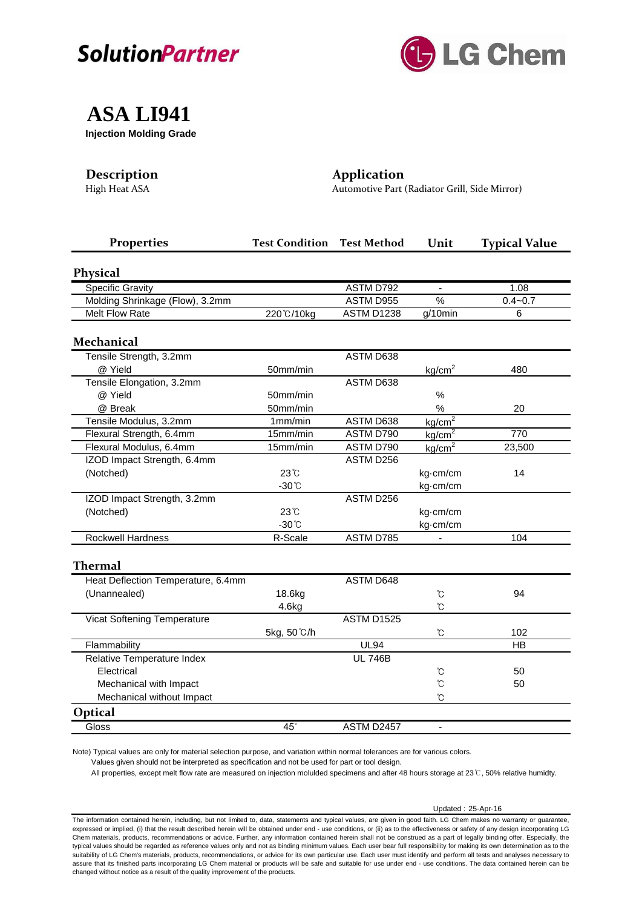SolutionPartner

LG Chem

# ASA LI941

**Injection Molding Grade**

## Description

High Heat ASA

## Application

Automotive Part (Radiator Grill, Side Mirror)

| Properties | Test Condition | Test Method | Unit | Typical Value |
|---|---|---|---|---|
| **Physical** | | | | |
| Specific Gravity | | ASTM D792 | - | 1.08 |
| Molding Shrinkage (Flow), 3.2mm | | ASTM D955 | % | 0.4~0.7 |
| Melt Flow Rate | 220℃/10kg | ASTM D1238 | g/10min | 6 |
| **Mechanical** | | | | |
| Tensile Strength, 3.2mm | | ASTM D638 | | |
| @ Yield | 50mm/min | | $kg/cm^2$ | 480 |
| Tensile Elongation, 3.2mm | | ASTM D638 | | |
| @ Yield | 50mm/min | | % | |
| @ Break | 50mm/min | | % | 20 |
| Tensile Modulus, 3.2mm | 1mm/min | ASTM D638 | $kg/cm^2$ | |
| Flexural Strength, 6.4mm | 15mm/min | ASTM D790 | $kg/cm^2$ | 770 |
| Flexural Modulus, 6.4mm | 15mm/min | ASTM D790 | $kg/cm^2$ | 23,500 |
| IZOD Impact Strength, 6.4mm | | ASTM D256 | | |
| (Notched) | 23℃ | | kg·cm/cm | 14 |
| | -30℃ | | kg·cm/cm | |
| IZOD Impact Strength, 3.2mm | | ASTM D256 | | |
| (Notched) | 23℃ | | kg·cm/cm | |
| | -30℃ | | kg·cm/cm | |
| Rockwell Hardness | R-Scale | ASTM D785 | - | 104 |
| **Thermal** | | | | |
| Heat Deflection Temperature, 6.4mm | | ASTM D648 | | |
| (Unannealed) | 18.6kg | | ℃ | 94 |
| | 4.6kg | | ℃ | |
| Vicat Softening Temperature | | ASTM D1525 | | |
| | 5kg, 50℃/h | | ℃ | 102 |
| Flammability | | UL94 | | HB |
| Relative Temperature Index | | UL 746B | | |
| Electrical | | | ℃ | 50 |
| Mechanical with Impact | | | ℃ | 50 |
| Mechanical without Impact | | | ℃ | |
| **Optical** | | | | |
| Gloss | 45° | ASTM D2457 | - | |

Note) Typical values are only for material selection purpose, and variation within normal tolerances are for various colors.
Values given should not be interpreted as specification and not be used for part or tool design.
All properties, except melt flow rate are measured on injection molulded specimens and after 48 hours storage at 23℃, 50% relative humidty.

Updated : 25-Apr-16

The information contained herein, including, but not limited to, data, statements and typical values, are given in good faith. LG Chem makes no warranty or guarantee, expressed or implied, (i) that the result described herein will be obtained under end - use conditions, or (ii) as to the effectiveness or safety of any design incorporating LG Chem materials, products, recommendations or advice. Further, any information contained herein shall not be construed as a part of legally binding offer. Especially, the typical values should be regarded as reference values only and not as binding minimum values. Each user bear full responsibility for making its own determination as to the suitability of LG Chem's materials, products, recommendations, or advice for its own particular use. Each user must identify and perform all tests and analyses necessary to assure that its finished parts incorporating LG Chem material or products will be safe and suitable for use under end - use conditions. The data contained herein can be changed without notice as a result of the quality improvement of the products.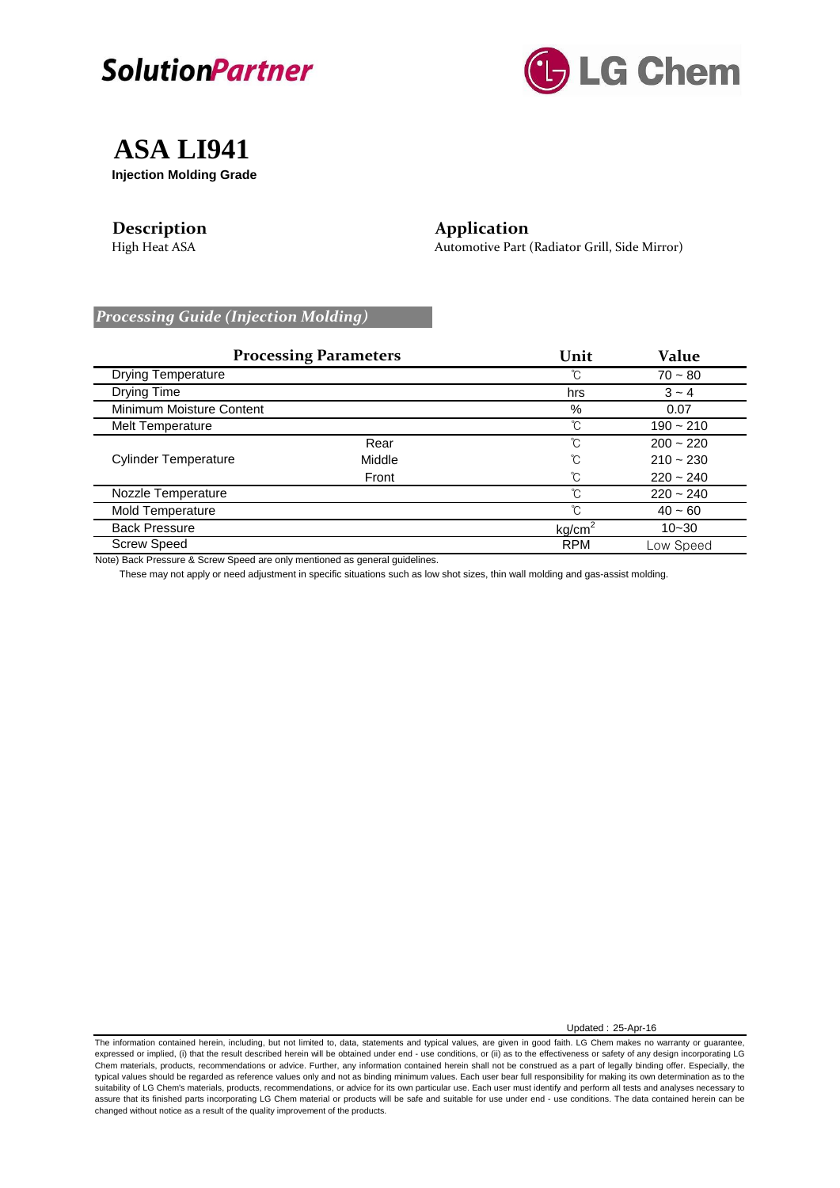SolutionPartner

LG Chem

# ASA LI941

**Injection Molding Grade**

## Description

High Heat ASA

## Application

Automotive Part (Radiator Grill, Side Mirror)

### *Processing Guide (Injection Molding)*

| Processing Parameters | | Unit | Value |
|---|---|---|---|
| Drying Temperature | | ℃ | 70 ~ 80 |
| Drying Time | | hrs | 3 ~ 4 |
| Minimum Moisture Content | | % | 0.07 |
| Melt Temperature | | ℃ | 190 ~ 210 |
| Cylinder Temperature | Rear | ℃ | 200 ~ 220 |
| | Middle | ℃ | 210 ~ 230 |
| | Front | ℃ | 220 ~ 240 |
| Nozzle Temperature | | ℃ | 220 ~ 240 |
| Mold Temperature | | ℃ | 40 ~ 60 |
| Back Pressure | | $kg/cm^2$ | 10~30 |
| Screw Speed | | RPM | Low Speed |

Note) Back Pressure & Screw Speed are only mentioned as general guidelines.

These may not apply or need adjustment in specific situations such as low shot sizes, thin wall molding and gas-assist molding.

Updated : 25-Apr-16

The information contained herein, including, but not limited to, data, statements and typical values, are given in good faith. LG Chem makes no warranty or guarantee, expressed or implied, (i) that the result described herein will be obtained under end - use conditions, or (ii) as to the effectiveness or safety of any design incorporating LG Chem materials, products, recommendations or advice. Further, any information contained herein shall not be construed as a part of legally binding offer. Especially, the typical values should be regarded as reference values only and not as binding minimum values. Each user bear full responsibility for making its own determination as to the suitability of LG Chem's materials, products, recommendations, or advice for its own particular use. Each user must identify and perform all tests and analyses necessary to assure that its finished parts incorporating LG Chem material or products will be safe and suitable for use under end - use conditions. The data contained herein can be changed without notice as a result of the quality improvement of the products.